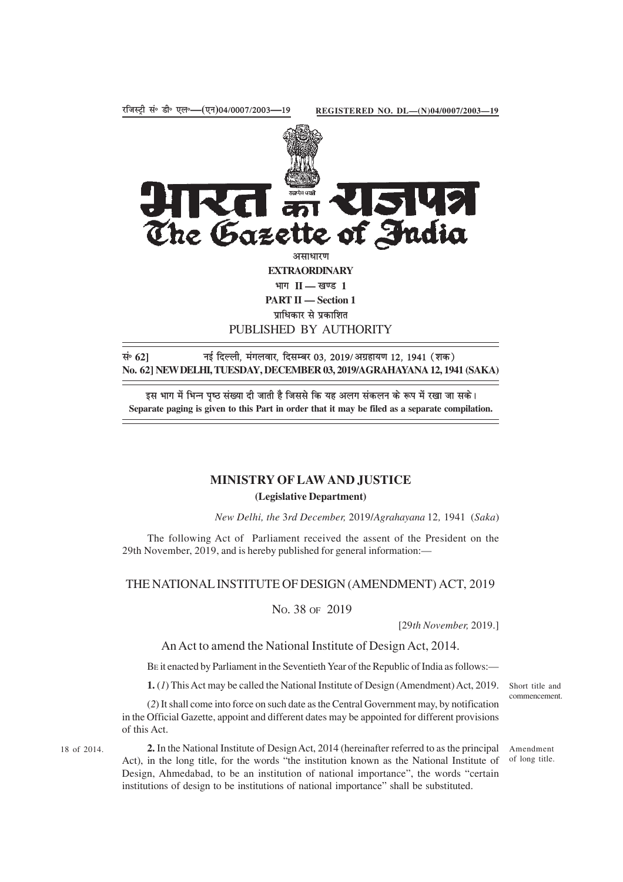रजिस्ट्री सं॰ डी॰ एल॰—(एन)04/0007/2003—19 REGISTERED NO. DL—(N)04/0007/2003—19

# भारत का राजपत्र
# The Gazette of India

असाधारण
**EXTRAORDINARY**
भाग II — खण्ड 1
**PART II — Section 1**
प्राधिकार से प्रकाशित
PUBLISHED BY AUTHORITY

सं॰ 62] नई दिल्ली, मंगलवार, दिसम्बर 03, 2019/ अग्रहायण 12, 1941 (शक)
**No. 62] NEW DELHI, TUESDAY, DECEMBER 03, 2019/AGRAHAYANA 12, 1941 (SAKA)**

इस भाग में भिन्न पृष्ठ संख्या दी जाती है जिससे कि यह अलग संकलन के रूप में रखा जा सके।
**Separate paging is given to this Part in order that it may be filed as a separate compilation.**

## MINISTRY OF LAW AND JUSTICE

**(Legislative Department)**

*New Delhi, the 3rd December, 2019/Agrahayana 12, 1941 (Saka)*

The following Act of Parliament received the assent of the President on the 29th November, 2019, and is hereby published for general information:—

## THE NATIONAL INSTITUTE OF DESIGN (AMENDMENT) ACT, 2019

NO. 38 OF 2019

[29*th November,* 2019.]

An Act to amend the National Institute of Design Act, 2014.

BE it enacted by Parliament in the Seventieth Year of the Republic of India as follows:—

Short title and commencement.

**1.** (*1*) This Act may be called the National Institute of Design (Amendment) Act, 2019.

(*2*) It shall come into force on such date as the Central Government may, by notification in the Official Gazette, appoint and different dates may be appointed for different provisions of this Act.

Amendment of long title.

18 of 2014.

**2.** In the National Institute of Design Act, 2014 (hereinafter referred to as the principal Act), in the long title, for the words "the institution known as the National Institute of Design, Ahmedabad, to be an institution of national importance", the words "certain institutions of design to be institutions of national importance" shall be substituted.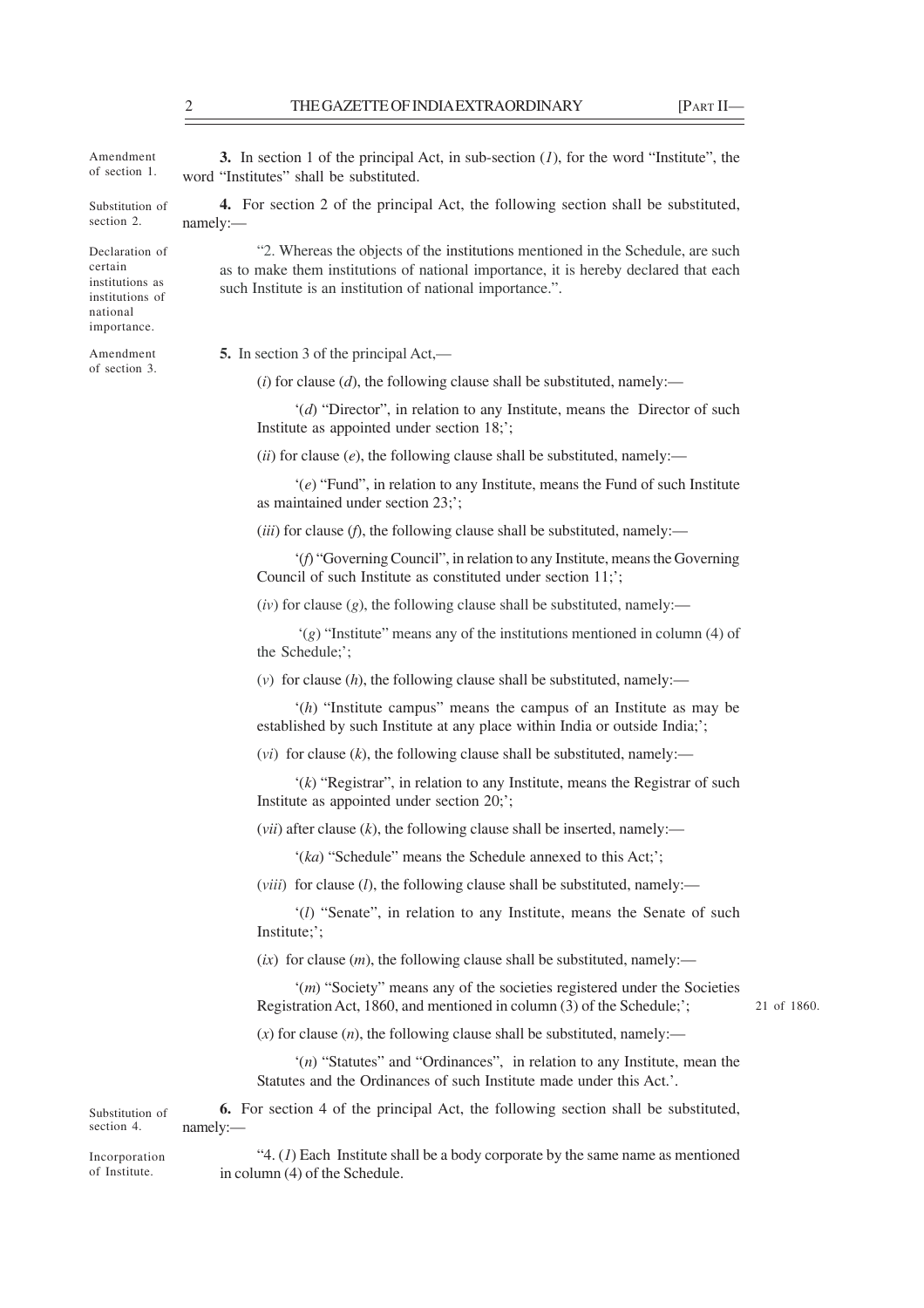Amendment of section 1.

**3.** In section 1 of the principal Act, in sub-section (*1*), for the word "Institute", the word "Institutes" shall be substituted.

Substitution of section 2.

**4.** For section 2 of the principal Act, the following section shall be substituted, namely:—

Declaration of certain institutions as institutions of national importance.

"2. Whereas the objects of the institutions mentioned in the Schedule, are such as to make them institutions of national importance, it is hereby declared that each such Institute is an institution of national importance.".

Amendment of section 3.

**5.** In section 3 of the principal Act,—

(*i*) for clause (*d*), the following clause shall be substituted, namely:—

'(*d*) "Director", in relation to any Institute, means the Director of such Institute as appointed under section 18;';

(*ii*) for clause (*e*), the following clause shall be substituted, namely:—

'(*e*) "Fund", in relation to any Institute, means the Fund of such Institute as maintained under section 23;';

(*iii*) for clause (*f*), the following clause shall be substituted, namely:—

'(*f*) "Governing Council", in relation to any Institute, means the Governing Council of such Institute as constituted under section 11;';

(*iv*) for clause (*g*), the following clause shall be substituted, namely:—

'(*g*) "Institute" means any of the institutions mentioned in column (4) of the Schedule;';

(*v*) for clause (*h*), the following clause shall be substituted, namely:—

'(*h*) "Institute campus" means the campus of an Institute as may be established by such Institute at any place within India or outside India;';

(*vi*) for clause (*k*), the following clause shall be substituted, namely:—

'(*k*) "Registrar", in relation to any Institute, means the Registrar of such Institute as appointed under section 20;';

(*vii*) after clause (*k*), the following clause shall be inserted, namely:—

'(*ka*) "Schedule" means the Schedule annexed to this Act;';

(*viii*) for clause (*l*), the following clause shall be substituted, namely:—

'(*l*) "Senate", in relation to any Institute, means the Senate of such Institute;';

(*ix*) for clause (*m*), the following clause shall be substituted, namely:—

'(*m*) "Society" means any of the societies registered under the Societies Registration Act, 1860, and mentioned in column (3) of the Schedule;' 21 of 1860.

(*x*) for clause (*n*), the following clause shall be substituted, namely:—

'(*n*) "Statutes" and "Ordinances", in relation to any Institute, mean the Statutes and the Ordinances of such Institute made under this Act.'.

Substitution of section 4.

**6.** For section 4 of the principal Act, the following section shall be substituted, namely:—

Incorporation of Institute.

"4. (*1*) Each Institute shall be a body corporate by the same name as mentioned in column (4) of the Schedule.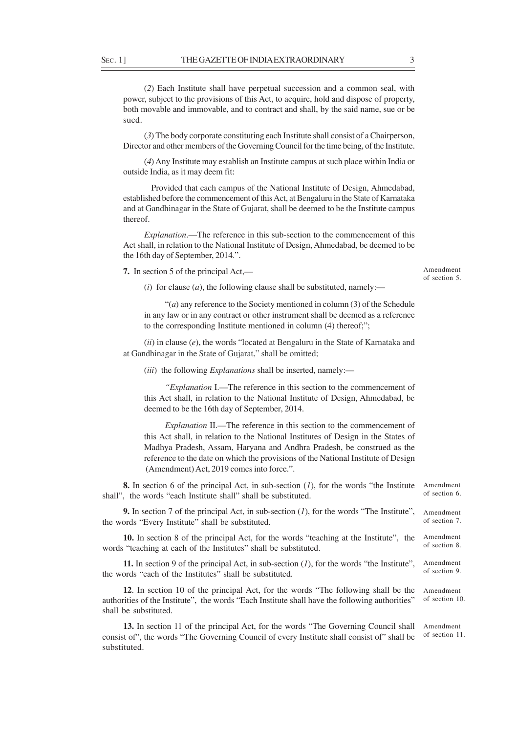(*2*) Each Institute shall have perpetual succession and a common seal, with power, subject to the provisions of this Act, to acquire, hold and dispose of property, both movable and immovable, and to contract and shall, by the said name, sue or be sued.

(*3*) The body corporate constituting each Institute shall consist of a Chairperson, Director and other members of the Governing Council for the time being, of the Institute.

(*4*) Any Institute may establish an Institute campus at such place within India or outside India, as it may deem fit:

Provided that each campus of the National Institute of Design, Ahmedabad, established before the commencement of this Act, at Bengaluru in the State of Karnataka and at Gandhinagar in the State of Gujarat, shall be deemed to be the Institute campus thereof.

*Explanation*.—The reference in this sub-section to the commencement of this Act shall, in relation to the National Institute of Design, Ahmedabad, be deemed to be the 16th day of September, 2014.".

Amendment of section 5.

**7.** In section 5 of the principal Act,—

(*i*) for clause (*a*), the following clause shall be substituted, namely:—

"(*a*) any reference to the Society mentioned in column (3) of the Schedule in any law or in any contract or other instrument shall be deemed as a reference to the corresponding Institute mentioned in column (4) thereof;";

(*ii*) in clause (*e*), the words "located at Bengaluru in the State of Karnataka and at Gandhinagar in the State of Gujarat," shall be omitted;

(*iii*) the following *Explanations* shall be inserted, namely:—

"*Explanation* I.—The reference in this section to the commencement of this Act shall, in relation to the National Institute of Design, Ahmedabad, be deemed to be the 16th day of September, 2014.

*Explanation* II.—The reference in this section to the commencement of this Act shall, in relation to the National Institutes of Design in the States of Madhya Pradesh, Assam, Haryana and Andhra Pradesh, be construed as the reference to the date on which the provisions of the National Institute of Design (Amendment) Act, 2019 comes into force.".

Amendment of section 6.

**8.** In section 6 of the principal Act, in sub-section (*1*), for the words "the Institute shall", the words "each Institute shall" shall be substituted.

Amendment of section 7.

**9.** In section 7 of the principal Act, in sub-section (*1*), for the words "The Institute", the words "Every Institute" shall be substituted.

Amendment of section 8.

**10.** In section 8 of the principal Act, for the words "teaching at the Institute", the words "teaching at each of the Institutes" shall be substituted.

Amendment of section 9.

**11.** In section 9 of the principal Act, in sub-section (*1*), for the words "the Institute", the words "each of the Institutes" shall be substituted.

Amendment of section 10.

**12**. In section 10 of the principal Act, for the words "The following shall be the authorities of the Institute", the words "Each Institute shall have the following authorities" shall be substituted.

Amendment of section 11.

**13.** In section 11 of the principal Act, for the words "The Governing Council shall consist of", the words "The Governing Council of every Institute shall consist of" shall be substituted.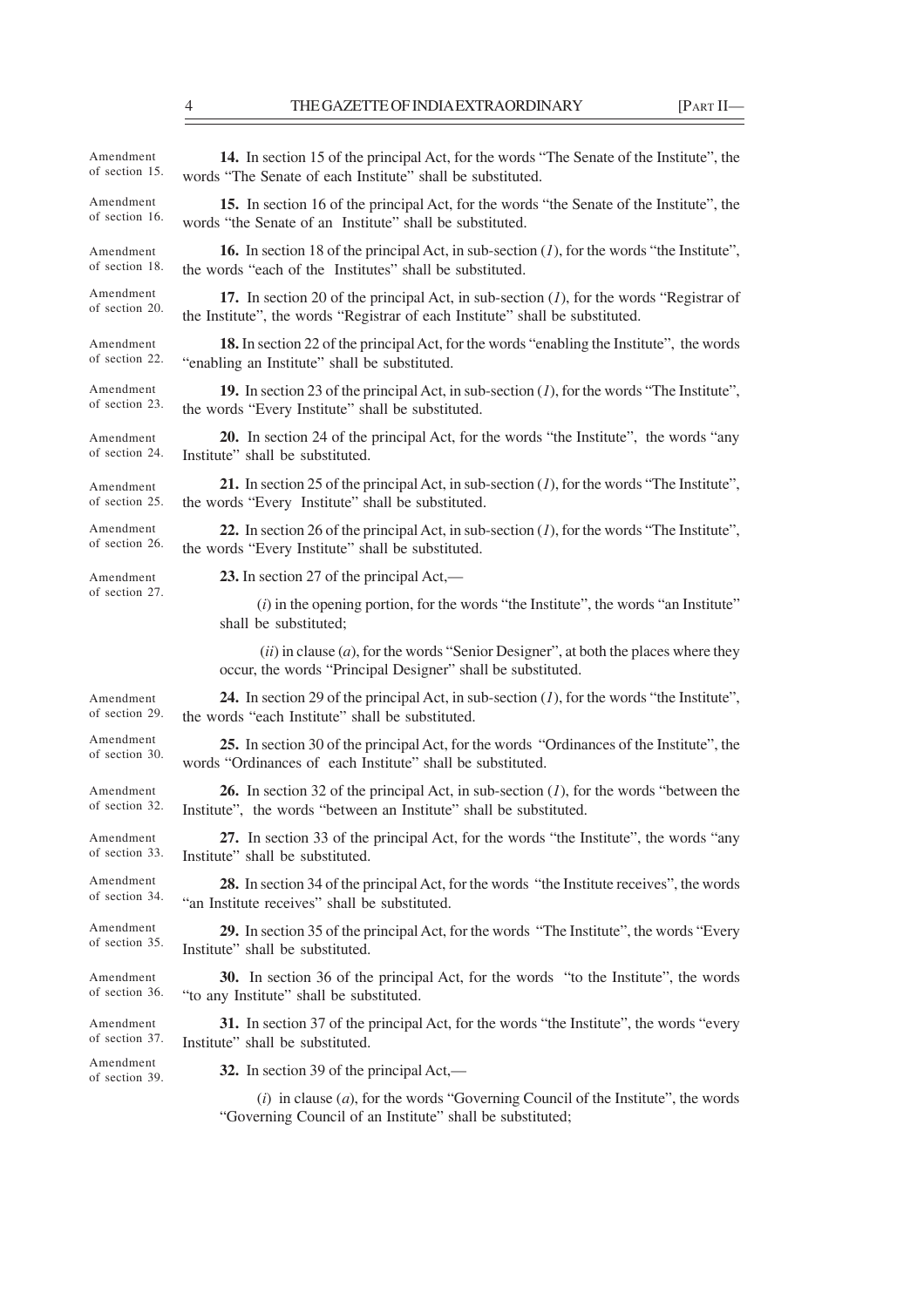Amendment of section 15.

**14.** In section 15 of the principal Act, for the words "The Senate of the Institute", the words "The Senate of each Institute" shall be substituted.

Amendment of section 16.

**15.** In section 16 of the principal Act, for the words "the Senate of the Institute", the words "the Senate of an Institute" shall be substituted.

Amendment of section 18.

**16.** In section 18 of the principal Act, in sub-section (*1*), for the words "the Institute", the words "each of the Institutes" shall be substituted.

Amendment of section 20.

**17.** In section 20 of the principal Act, in sub-section (*1*), for the words "Registrar of the Institute", the words "Registrar of each Institute" shall be substituted.

Amendment of section 22.

**18.** In section 22 of the principal Act, for the words "enabling the Institute", the words "enabling an Institute" shall be substituted.

Amendment of section 23.

**19.** In section 23 of the principal Act, in sub-section (*1*), for the words "The Institute", the words "Every Institute" shall be substituted.

Amendment of section 24.

**20.** In section 24 of the principal Act, for the words "the Institute", the words "any Institute" shall be substituted.

Amendment of section 25.

**21.** In section 25 of the principal Act, in sub-section (*1*), for the words "The Institute", the words "Every Institute" shall be substituted.

Amendment of section 26.

**22.** In section 26 of the principal Act, in sub-section (*1*), for the words "The Institute", the words "Every Institute" shall be substituted.

Amendment of section 27.

**23.** In section 27 of the principal Act,—

(*i*) in the opening portion, for the words "the Institute", the words "an Institute" shall be substituted;

(*ii*) in clause (*a*), for the words "Senior Designer", at both the places where they occur, the words "Principal Designer" shall be substituted.

Amendment of section 29.

**24.** In section 29 of the principal Act, in sub-section (*1*), for the words "the Institute", the words "each Institute" shall be substituted.

Amendment of section 30.

**25.** In section 30 of the principal Act, for the words "Ordinances of the Institute", the words "Ordinances of each Institute" shall be substituted.

Amendment of section 32.

**26.** In section 32 of the principal Act, in sub-section (*1*), for the words "between the Institute", the words "between an Institute" shall be substituted.

Amendment of section 33.

**27.** In section 33 of the principal Act, for the words "the Institute", the words "any Institute" shall be substituted.

Amendment of section 34.

**28.** In section 34 of the principal Act, for the words "the Institute receives", the words "an Institute receives" shall be substituted.

Amendment of section 35.

**29.** In section 35 of the principal Act, for the words "The Institute", the words "Every Institute" shall be substituted.

Amendment of section 36.

**30.** In section 36 of the principal Act, for the words "to the Institute", the words "to any Institute" shall be substituted.

Amendment of section 37.

**31.** In section 37 of the principal Act, for the words "the Institute", the words "every Institute" shall be substituted.

Amendment of section 39.

**32.** In section 39 of the principal Act,—

(*i*) in clause (*a*), for the words "Governing Council of the Institute", the words "Governing Council of an Institute" shall be substituted;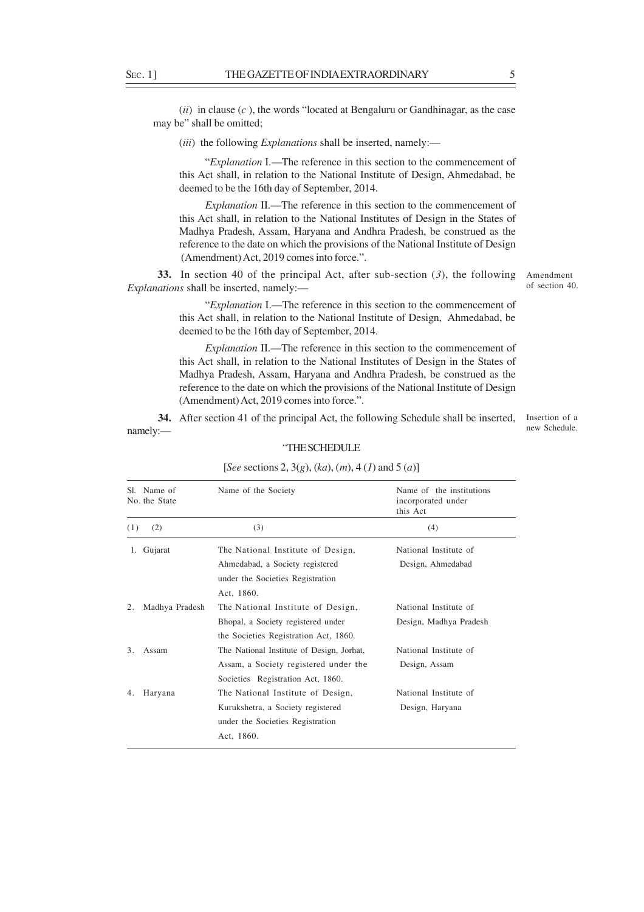(*ii*) in clause (*c* ), the words "located at Bengaluru or Gandhinagar, as the case may be" shall be omitted;

(*iii*) the following *Explanations* shall be inserted, namely:—

"*Explanation* I.—The reference in this section to the commencement of this Act shall, in relation to the National Institute of Design, Ahmedabad, be deemed to be the 16th day of September, 2014.

*Explanation* II.—The reference in this section to the commencement of this Act shall, in relation to the National Institutes of Design in the States of Madhya Pradesh, Assam, Haryana and Andhra Pradesh, be construed as the reference to the date on which the provisions of the National Institute of Design (Amendment) Act, 2019 comes into force.".

Amendment of section 40.

**33.** In section 40 of the principal Act, after sub-section (*3*), the following *Explanations* shall be inserted, namely:—

"*Explanation* I.—The reference in this section to the commencement of this Act shall, in relation to the National Institute of Design, Ahmedabad, be deemed to be the 16th day of September, 2014.

*Explanation* II.—The reference in this section to the commencement of this Act shall, in relation to the National Institutes of Design in the States of Madhya Pradesh, Assam, Haryana and Andhra Pradesh, be construed as the reference to the date on which the provisions of the National Institute of Design (Amendment) Act, 2019 comes into force.".

Insertion of a new Schedule.

**34.** After section 41 of the principal Act, the following Schedule shall be inserted, namely:—

"THE SCHEDULE

[*See* sections 2, 3(*g*), (*ka*), (*m*), 4 (*1*) and 5 (*a*)]

| Sl. No. | Name of the State | Name of the Society | Name of the institutions incorporated under this Act |
|---|---|---|---|
| (1) | (2) | (3) | (4) |
| 1. | Gujarat | The National Institute of Design, Ahmedabad, a Society registered under the Societies Registration Act, 1860. | National Institute of Design, Ahmedabad |
| 2. | Madhya Pradesh | The National Institute of Design, Bhopal, a Society registered under the Societies Registration Act, 1860. | National Institute of Design, Madhya Pradesh |
| 3. | Assam | The National Institute of Design, Jorhat, Assam, a Society registered under the Societies Registration Act, 1860. | National Institute of Design, Assam |
| 4. | Haryana | The National Institute of Design, Kurukshetra, a Society registered under the Societies Registration Act, 1860. | National Institute of Design, Haryana |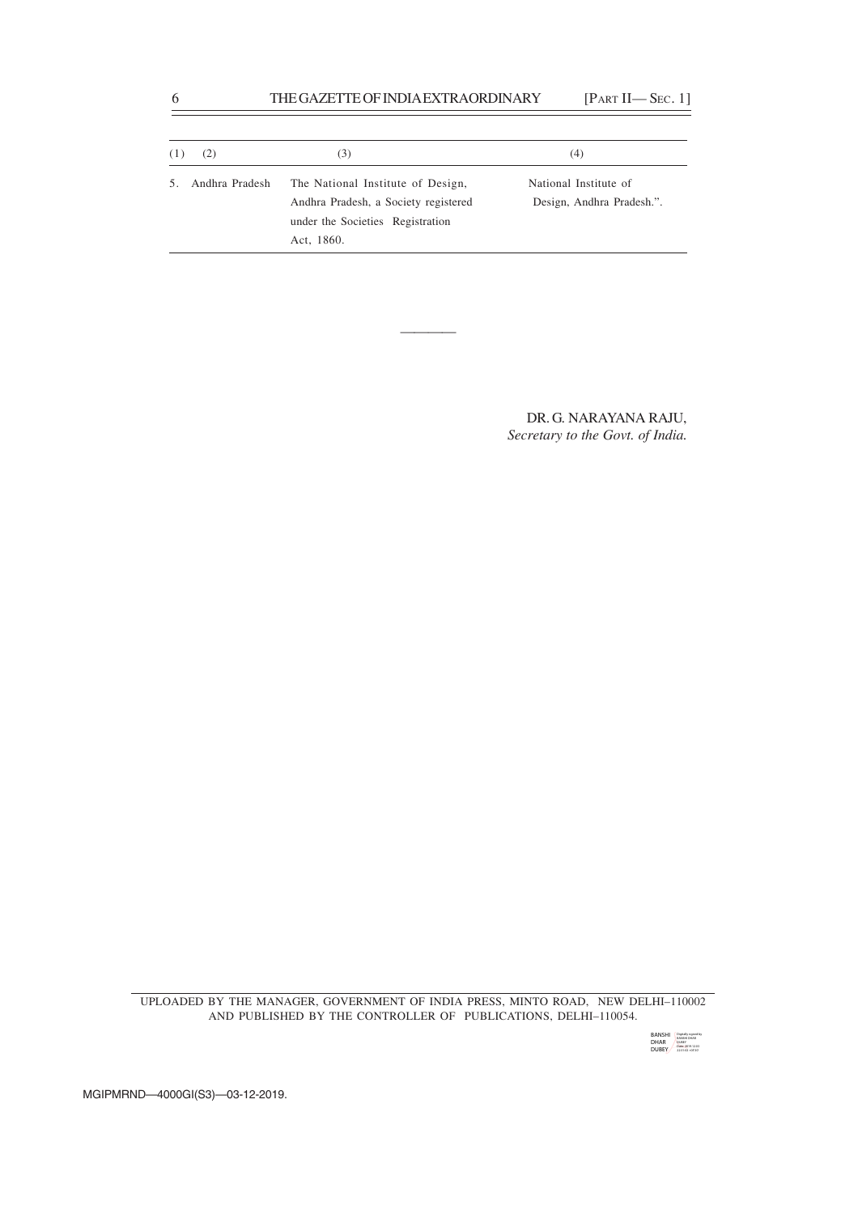| (1) | (2) | (3) | (4) |
|---|---|---|---|
| 5. | Andhra Pradesh | The National Institute of Design, Andhra Pradesh, a Society registered under the Societies Registration Act, 1860. | National Institute of Design, Andhra Pradesh.". |

DR. G. NARAYANA RAJU,
*Secretary to the Govt. of India.*

UPLOADED BY THE MANAGER, GOVERNMENT OF INDIA PRESS, MINTO ROAD, NEW DELHI–110002 AND PUBLISHED BY THE CONTROLLER OF PUBLICATIONS, DELHI–110054.

MGIPMRND—4000GI(S3)—03-12-2019.